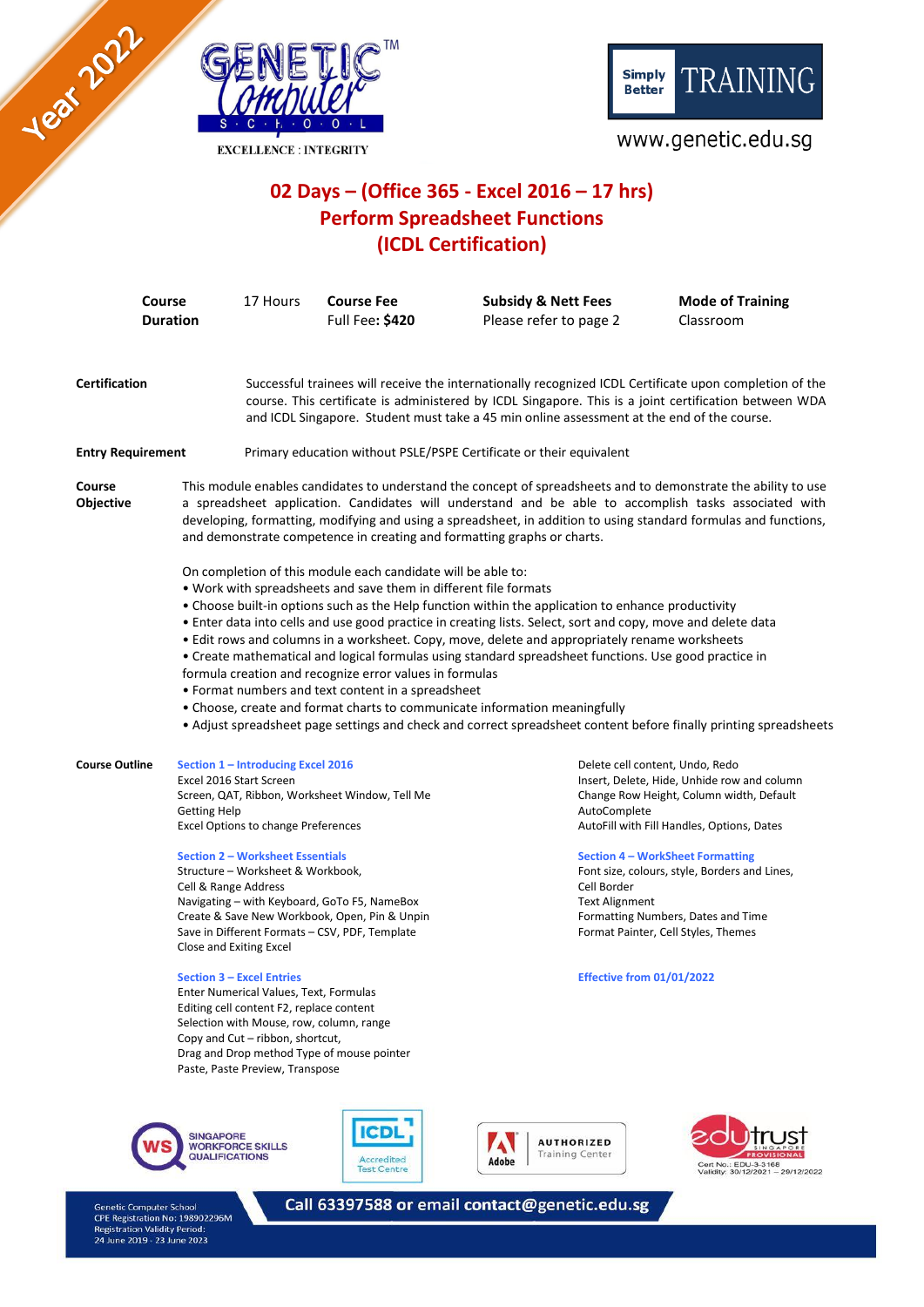Year 2022

GENETIC Computer SCHOOL™

EXCELLENCE : INTEGRITY

Simply Better TRAINING

www.genetic.edu.sg

# 02 Days – (Office 365 - Excel 2016 – 17 hrs)
# Perform Spreadsheet Functions
# (ICDL Certification)

| Course Duration | 17 Hours | Course Fee | Subsidy & Nett Fees | Mode of Training |
|---|---|---|---|---|
| | | Full Fee: **$420** | Please refer to page 2 | Classroom |

**Certification**

Successful trainees will receive the internationally recognized ICDL Certificate upon completion of the course. This certificate is administered by ICDL Singapore. This is a joint certification between WDA and ICDL Singapore. Student must take a 45 min online assessment at the end of the course.

**Entry Requirement**

Primary education without PSLE/PSPE Certificate or their equivalent

**Course Objective**

This module enables candidates to understand the concept of spreadsheets and to demonstrate the ability to use a spreadsheet application. Candidates will understand and be able to accomplish tasks associated with developing, formatting, modifying and using a spreadsheet, in addition to using standard formulas and functions, and demonstrate competence in creating and formatting graphs or charts.

On completion of this module each candidate will be able to:

- Work with spreadsheets and save them in different file formats
- Choose built-in options such as the Help function within the application to enhance productivity
- Enter data into cells and use good practice in creating lists. Select, sort and copy, move and delete data
- Edit rows and columns in a worksheet. Copy, move, delete and appropriately rename worksheets
- Create mathematical and logical formulas using standard spreadsheet functions. Use good practice in formula creation and recognize error values in formulas
- Format numbers and text content in a spreadsheet
- Choose, create and format charts to communicate information meaningfully
- Adjust spreadsheet page settings and check and correct spreadsheet content before finally printing spreadsheets

**Course Outline**

**Section 1 – Introducing Excel 2016**
Excel 2016 Start Screen
Screen, QAT, Ribbon, Worksheet Window, Tell Me
Getting Help
Excel Options to change Preferences

**Section 2 – Worksheet Essentials**
Structure – Worksheet & Workbook,
Cell & Range Address
Navigating – with Keyboard, GoTo F5, NameBox
Create & Save New Workbook, Open, Pin & Unpin
Save in Different Formats – CSV, PDF, Template
Close and Exiting Excel

**Section 3 – Excel Entries**
Enter Numerical Values, Text, Formulas
Editing cell content F2, replace content
Selection with Mouse, row, column, range
Copy and Cut – ribbon, shortcut,
Drag and Drop method Type of mouse pointer
Paste, Paste Preview, Transpose
Delete cell content, Undo, Redo
Insert, Delete, Hide, Unhide row and column
Change Row Height, Column width, Default
AutoComplete
AutoFill with Fill Handles, Options, Dates

**Section 4 – WorkSheet Formatting**
Font size, colours, style, Borders and Lines,
Cell Border
Text Alignment
Formatting Numbers, Dates and Time
Format Painter, Cell Styles, Themes

**Effective from 01/01/2022**

SINGAPORE WORKFORCE SKILLS QUALIFICATIONS | ICDL Accredited Test Centre | Adobe AUTHORIZED Training Center | edutrust SINGAPORE PROVISIONAL Cert No.: EDU-3-3168 Validity: 30/12/2021 – 29/12/2022

Genetic Computer School
CPE Registration No: 198902296M
Registration Validity Period:
24 June 2019 - 23 June 2023

Call 63397588 or email **contact@genetic.edu.sg**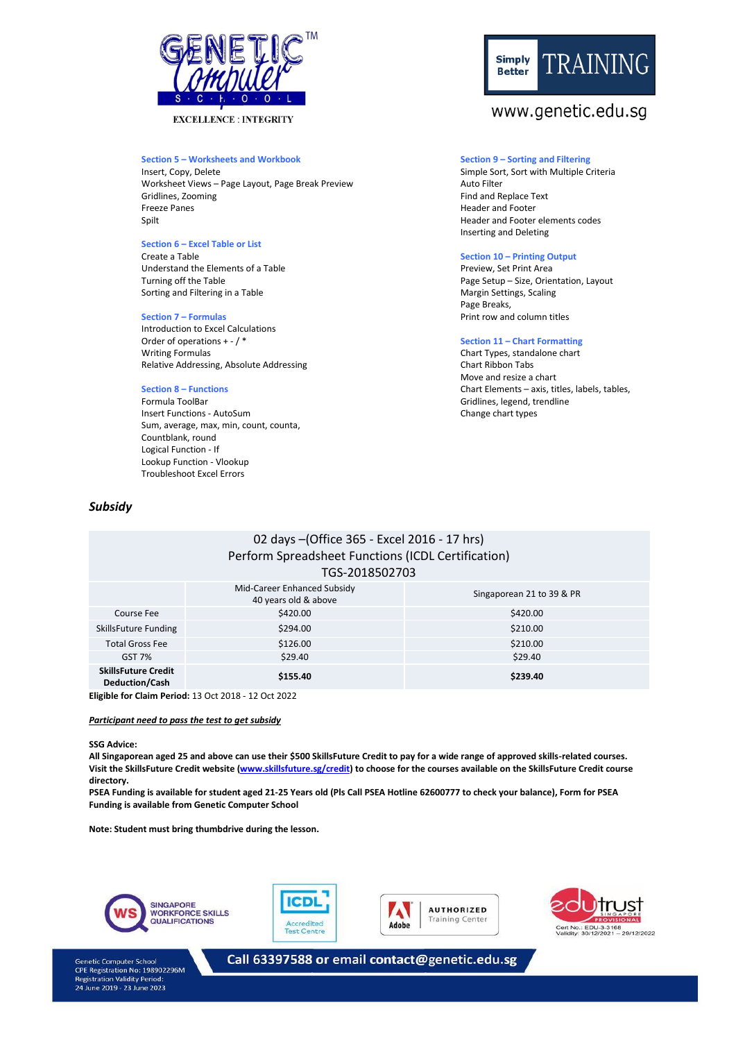**Section 5 – Worksheets and Workbook**
Insert, Copy, Delete
Worksheet Views – Page Layout, Page Break Preview
Gridlines, Zooming
Freeze Panes
Spilt

**Section 6 – Excel Table or List**
Create a Table
Understand the Elements of a Table
Turning off the Table
Sorting and Filtering in a Table

**Section 7 – Formulas**
Introduction to Excel Calculations
Order of operations + - / *
Writing Formulas
Relative Addressing, Absolute Addressing

**Section 8 – Functions**
Formula ToolBar
Insert Functions - AutoSum
Sum, average, max, min, count, counta,
Countblank, round
Logical Function - If
Lookup Function - Vlookup
Troubleshoot Excel Errors

**Section 9 – Sorting and Filtering**
Simple Sort, Sort with Multiple Criteria
Auto Filter
Find and Replace Text
Header and Footer
Header and Footer elements codes
Inserting and Deleting

**Section 10 – Printing Output**
Preview, Set Print Area
Page Setup – Size, Orientation, Layout
Margin Settings, Scaling
Page Breaks,
Print row and column titles

**Section 11 – Chart Formatting**
Chart Types, standalone chart
Chart Ribbon Tabs
Move and resize a chart
Chart Elements – axis, titles, labels, tables,
Gridlines, legend, trendline
Change chart types

## *Subsidy*

| 02 days –(Office 365 - Excel 2016 - 17 hrs) Perform Spreadsheet Functions (ICDL Certification) TGS-2018502703 | | |
|---|---|---|
| | Mid-Career Enhanced Subsidy 40 years old & above | Singaporean 21 to 39 & PR |
| Course Fee | $420.00 | $420.00 |
| SkillsFuture Funding | $294.00 | $210.00 |
| Total Gross Fee | $126.00 | $210.00 |
| GST 7% | $29.40 | $29.40 |
| **SkillsFuture Credit Deduction/Cash** | **$155.40** | **$239.40** |

**Eligible for Claim Period:** 13 Oct 2018 - 12 Oct 2022

***Participant need to pass the test to get subsidy***

**SSG Advice:**
**All Singaporean aged 25 and above can use their $500 SkillsFuture Credit to pay for a wide range of approved skills-related courses. Visit the SkillsFuture Credit website (www.skillsfuture.sg/credit) to choose for the courses available on the SkillsFuture Credit course directory.**
**PSEA Funding is available for student aged 21-25 Years old (Pls Call PSEA Hotline 62600777 to check your balance), Form for PSEA Funding is available from Genetic Computer School**

**Note: Student must bring thumbdrive during the lesson.**

Call 63397588 or email contact@genetic.edu.sg